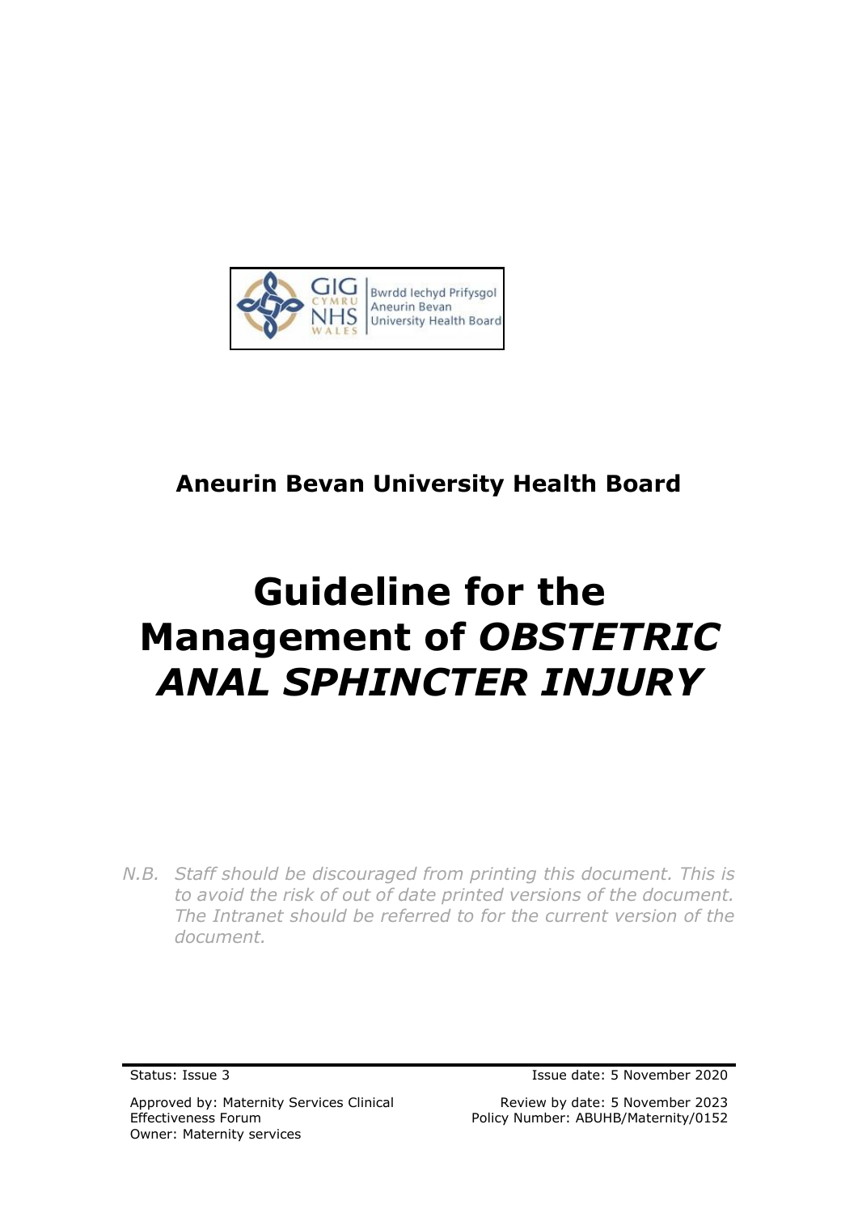GIG CYMRU NHS WALES | Bwrdd Iechyd Prifysgol Aneurin Bevan University Health Board

**Aneurin Bevan University Health Board**

# Guideline for the Management of *OBSTETRIC ANAL SPHINCTER INJURY*

*N.B. Staff should be discouraged from printing this document. This is to avoid the risk of out of date printed versions of the document. The Intranet should be referred to for the current version of the document.*

Status: Issue 3

Issue date: 5 November 2020

Approved by: Maternity Services Clinical Effectiveness Forum

Review by date: 5 November 2023

Owner: Maternity services

Policy Number: ABUHB/Maternity/0152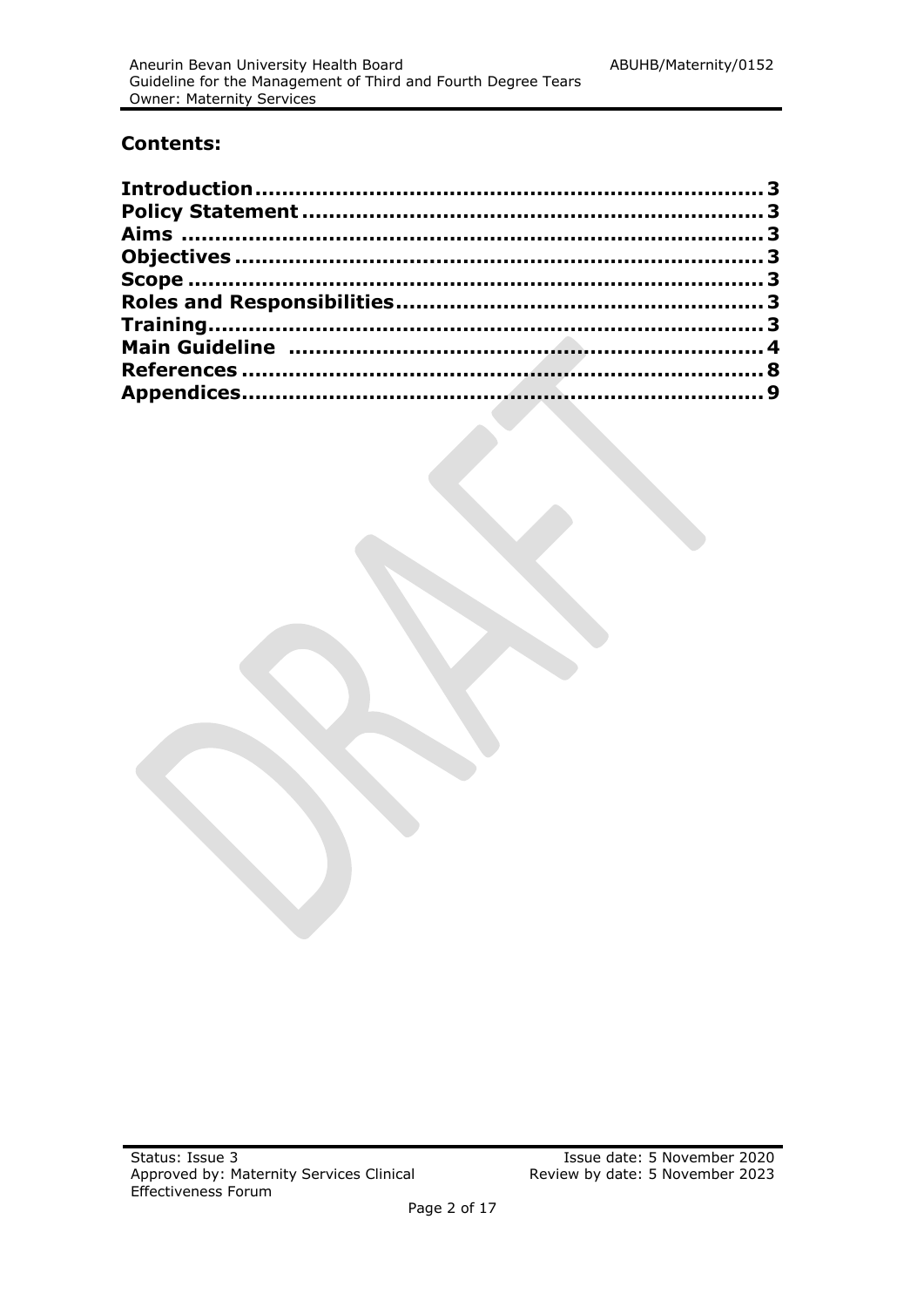## Contents:

| | |
|---|---|
| **Introduction** | **3** |
| **Policy Statement** | **3** |
| **Aims** | **3** |
| **Objectives** | **3** |
| **Scope** | **3** |
| **Roles and Responsibilities** | **3** |
| **Training** | **3** |
| **Main Guideline** | **4** |
| **References** | **8** |
| **Appendices** | **9** |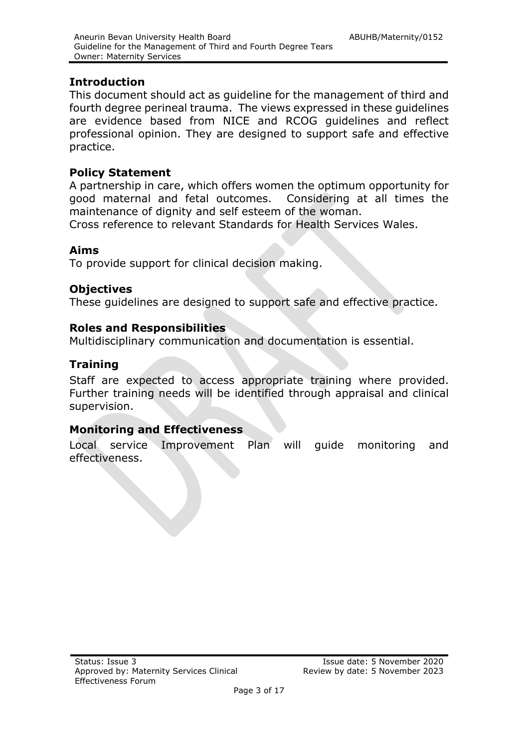## Introduction

This document should act as guideline for the management of third and fourth degree perineal trauma. The views expressed in these guidelines are evidence based from NICE and RCOG guidelines and reflect professional opinion. They are designed to support safe and effective practice.

## Policy Statement

A partnership in care, which offers women the optimum opportunity for good maternal and fetal outcomes. Considering at all times the maintenance of dignity and self esteem of the woman.

Cross reference to relevant Standards for Health Services Wales.

## Aims

To provide support for clinical decision making.

## Objectives

These guidelines are designed to support safe and effective practice.

## Roles and Responsibilities

Multidisciplinary communication and documentation is essential.

## Training

Staff are expected to access appropriate training where provided. Further training needs will be identified through appraisal and clinical supervision.

## Monitoring and Effectiveness

Local service Improvement Plan will guide monitoring and effectiveness.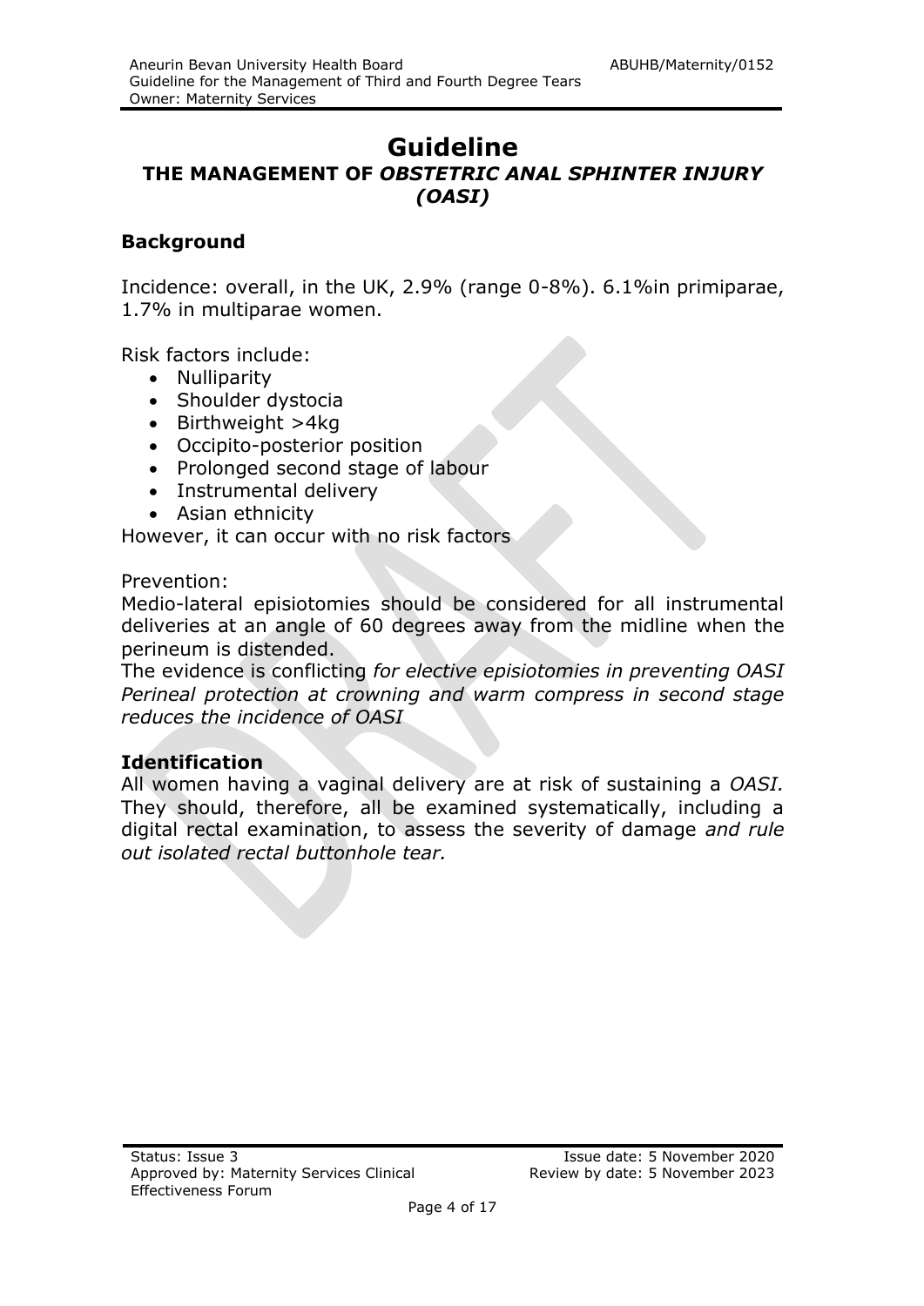# Guideline

## THE MANAGEMENT OF *OBSTETRIC ANAL SPHINTER INJURY (OASI)*

### Background

Incidence: overall, in the UK, 2.9% (range 0-8%). 6.1%in primiparae, 1.7% in multiparae women.

Risk factors include:

- Nulliparity
- Shoulder dystocia
- Birthweight >4kg
- Occipito-posterior position
- Prolonged second stage of labour
- Instrumental delivery
- Asian ethnicity

However, it can occur with no risk factors

Prevention:
Medio-lateral episiotomies should be considered for all instrumental deliveries at an angle of 60 degrees away from the midline when the perineum is distended.
The evidence is conflicting *for elective episiotomies in preventing OASI Perineal protection at crowning and warm compress in second stage reduces the incidence of OASI*

### Identification

All women having a vaginal delivery are at risk of sustaining a *OASI.* They should, therefore, all be examined systematically, including a digital rectal examination, to assess the severity of damage *and rule out isolated rectal buttonhole tear.*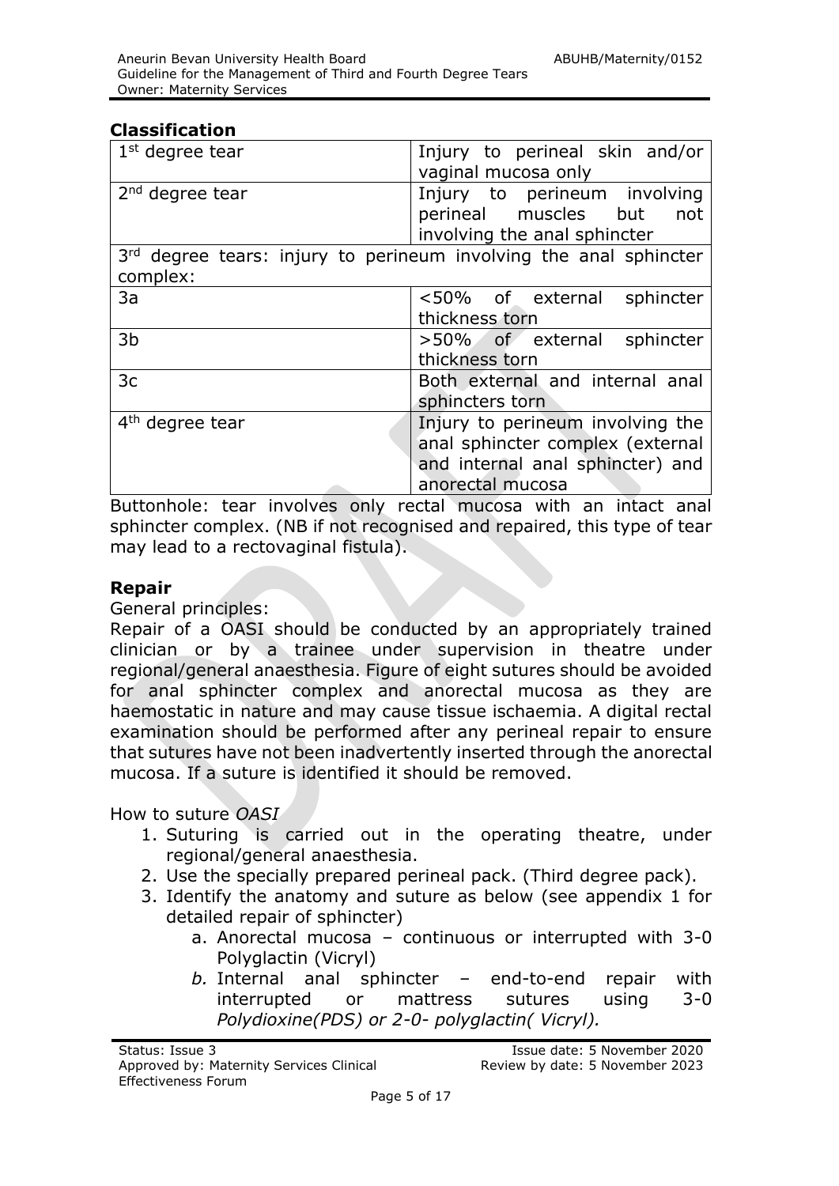## Classification

| | |
|---|---|
| 1st degree tear | Injury to perineal skin and/or vaginal mucosa only |
| 2nd degree tear | Injury to perineum involving perineal muscles but not involving the anal sphincter |
| 3rd degree tears: injury to perineum involving the anal sphincter complex: | |
| 3a | <50% of external sphincter thickness torn |
| 3b | >50% of external sphincter thickness torn |
| 3c | Both external and internal anal sphincters torn |
| 4th degree tear | Injury to perineum involving the anal sphincter complex (external and internal anal sphincter) and anorectal mucosa |

Buttonhole: tear involves only rectal mucosa with an intact anal sphincter complex. (NB if not recognised and repaired, this type of tear may lead to a rectovaginal fistula).

## Repair

General principles:

Repair of a OASI should be conducted by an appropriately trained clinician or by a trainee under supervision in theatre under regional/general anaesthesia. Figure of eight sutures should be avoided for anal sphincter complex and anorectal mucosa as they are haemostatic in nature and may cause tissue ischaemia. A digital rectal examination should be performed after any perineal repair to ensure that sutures have not been inadvertently inserted through the anorectal mucosa. If a suture is identified it should be removed.

How to suture *OASI*

1. Suturing is carried out in the operating theatre, under regional/general anaesthesia.
2. Use the specially prepared perineal pack. (Third degree pack).
3. Identify the anatomy and suture as below (see appendix 1 for detailed repair of sphincter)
    a. Anorectal mucosa – continuous or interrupted with 3-0 Polyglactin (Vicryl)
    *b.* Internal anal sphincter – end-to-end repair with interrupted or mattress sutures using 3-0 *Polydioxine(PDS) or 2-0- polyglactin( Vicryl).*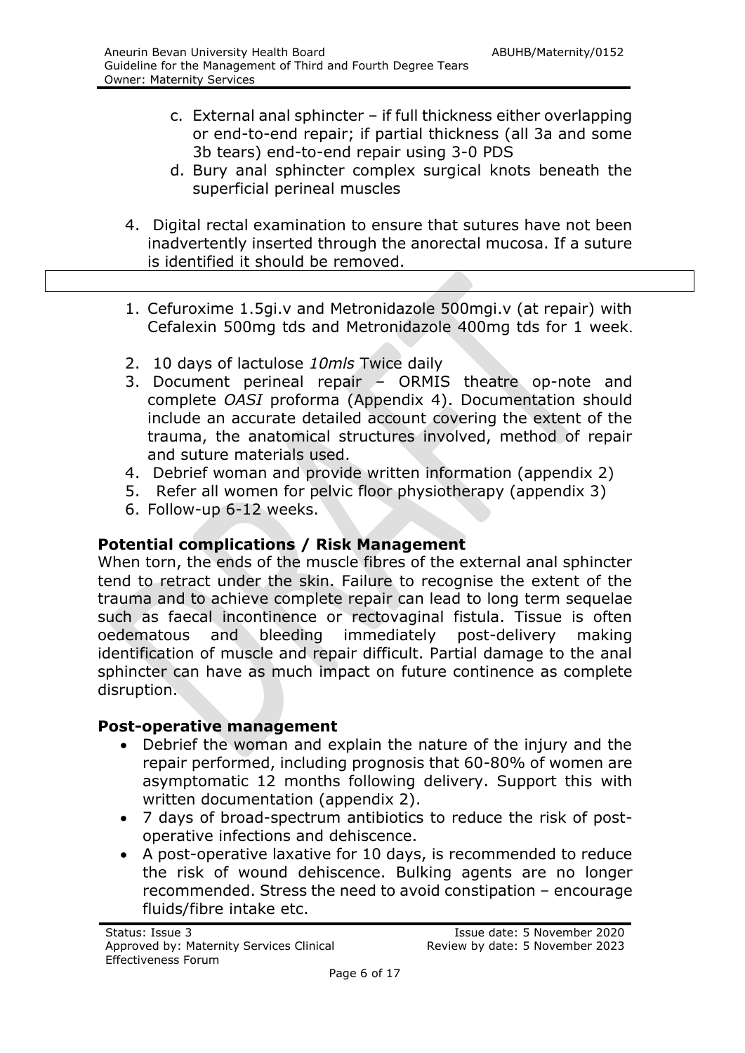c. External anal sphincter – if full thickness either overlapping or end-to-end repair; if partial thickness (all 3a and some 3b tears) end-to-end repair using 3-0 PDS
d. Bury anal sphincter complex surgical knots beneath the superficial perineal muscles

4. Digital rectal examination to ensure that sutures have not been inadvertently inserted through the anorectal mucosa. If a suture is identified it should be removed.

1. Cefuroxime 1.5gi.v and Metronidazole 500mgi.v (at repair) with Cefalexin 500mg tds and Metronidazole 400mg tds for 1 week.
2. 10 days of lactulose *10mls* Twice daily
3. Document perineal repair – ORMIS theatre op-note and complete *OASI* proforma (Appendix 4). Documentation should include an accurate detailed account covering the extent of the trauma, the anatomical structures involved, method of repair and suture materials used.
4. Debrief woman and provide written information (appendix 2)
5. Refer all women for pelvic floor physiotherapy (appendix 3)
6. Follow-up 6-12 weeks.

## Potential complications / Risk Management

When torn, the ends of the muscle fibres of the external anal sphincter tend to retract under the skin. Failure to recognise the extent of the trauma and to achieve complete repair can lead to long term sequelae such as faecal incontinence or rectovaginal fistula. Tissue is often oedematous and bleeding immediately post-delivery making identification of muscle and repair difficult. Partial damage to the anal sphincter can have as much impact on future continence as complete disruption.

## Post-operative management

- Debrief the woman and explain the nature of the injury and the repair performed, including prognosis that 60-80% of women are asymptomatic 12 months following delivery. Support this with written documentation (appendix 2).
- 7 days of broad-spectrum antibiotics to reduce the risk of post-operative infections and dehiscence.
- A post-operative laxative for 10 days, is recommended to reduce the risk of wound dehiscence. Bulking agents are no longer recommended. Stress the need to avoid constipation – encourage fluids/fibre intake etc.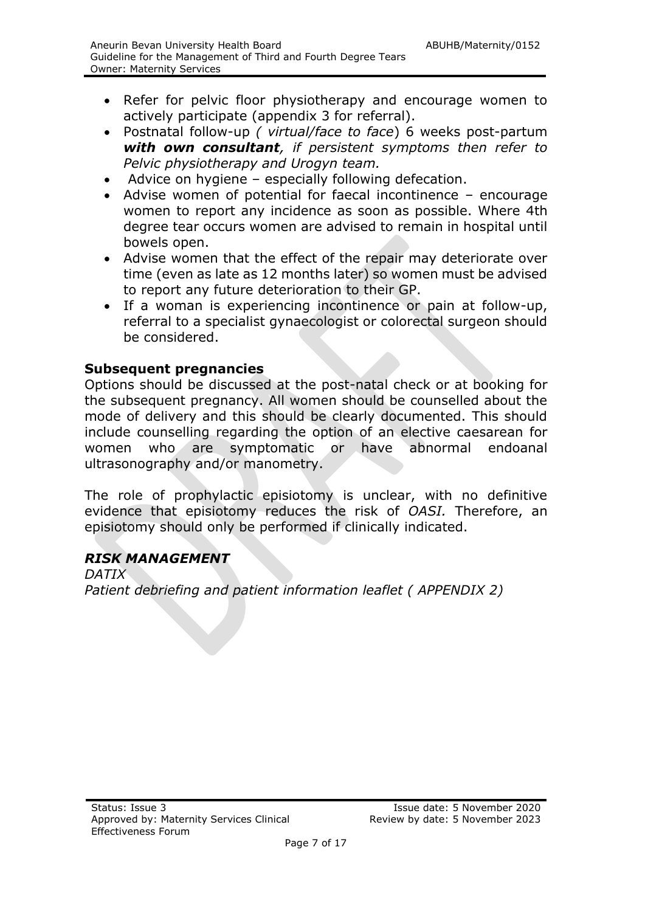- Refer for pelvic floor physiotherapy and encourage women to actively participate (appendix 3 for referral).
- Postnatal follow-up *( virtual/face to face*) 6 weeks post-partum ***with own consultant****, if persistent symptoms then refer to Pelvic physiotherapy and Urogyn team.*
- Advice on hygiene – especially following defecation.
- Advise women of potential for faecal incontinence – encourage women to report any incidence as soon as possible. Where 4th degree tear occurs women are advised to remain in hospital until bowels open.
- Advise women that the effect of the repair may deteriorate over time (even as late as 12 months later) so women must be advised to report any future deterioration to their GP.
- If a woman is experiencing incontinence or pain at follow-up, referral to a specialist gynaecologist or colorectal surgeon should be considered.

## Subsequent pregnancies

Options should be discussed at the post-natal check or at booking for the subsequent pregnancy. All women should be counselled about the mode of delivery and this should be clearly documented. This should include counselling regarding the option of an elective caesarean for women who are symptomatic or have abnormal endoanal ultrasonography and/or manometry.

The role of prophylactic episiotomy is unclear, with no definitive evidence that episiotomy reduces the risk of *OASI.* Therefore, an episiotomy should only be performed if clinically indicated.

## *RISK MANAGEMENT*

*DATIX*

*Patient debriefing and patient information leaflet ( APPENDIX 2)*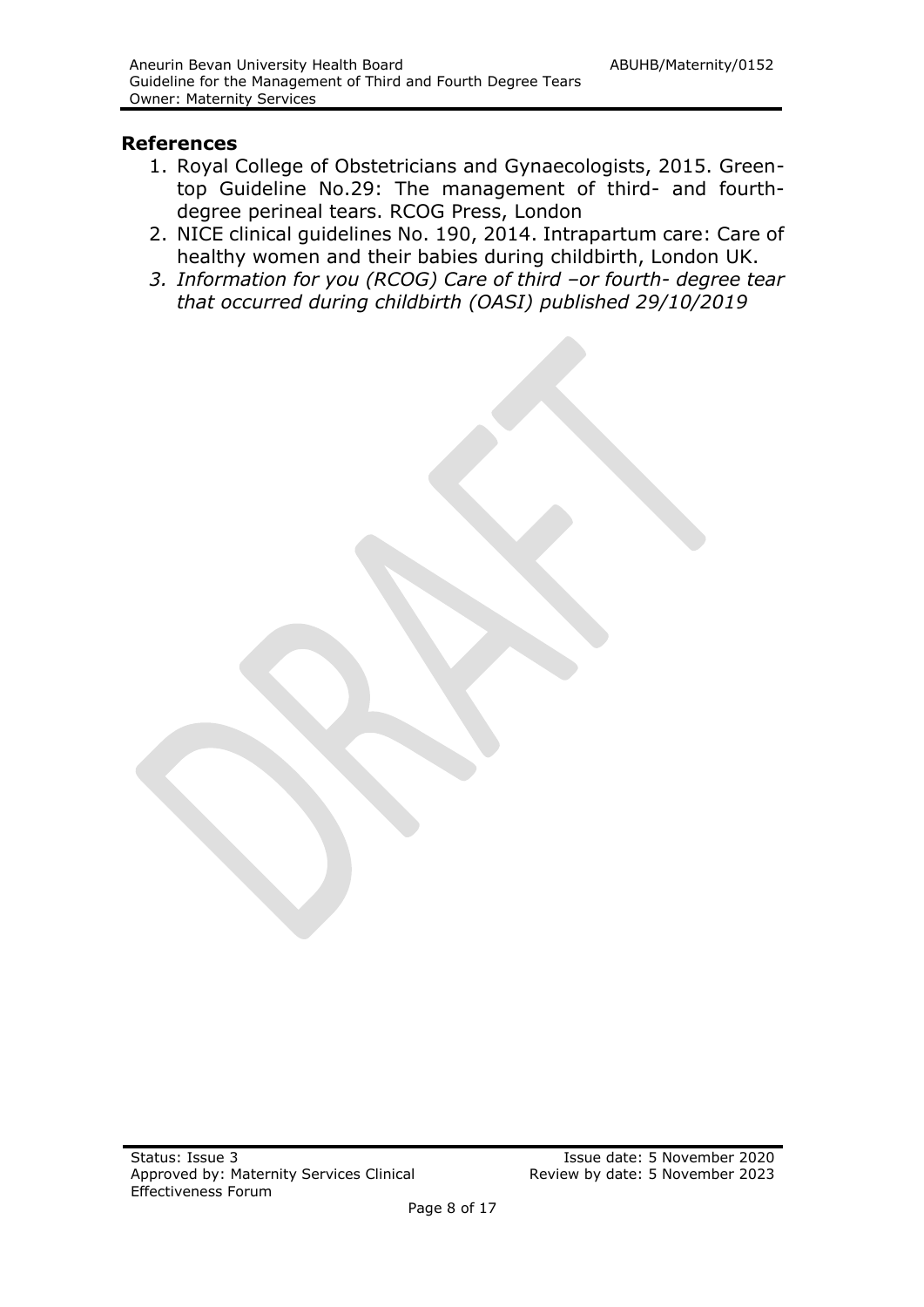## References

1. Royal College of Obstetricians and Gynaecologists, 2015. Green-top Guideline No.29: The management of third- and fourth-degree perineal tears. RCOG Press, London
2. NICE clinical guidelines No. 190, 2014. Intrapartum care: Care of healthy women and their babies during childbirth, London UK.
3. *Information for you (RCOG) Care of third –or fourth- degree tear that occurred during childbirth (OASI) published 29/10/2019*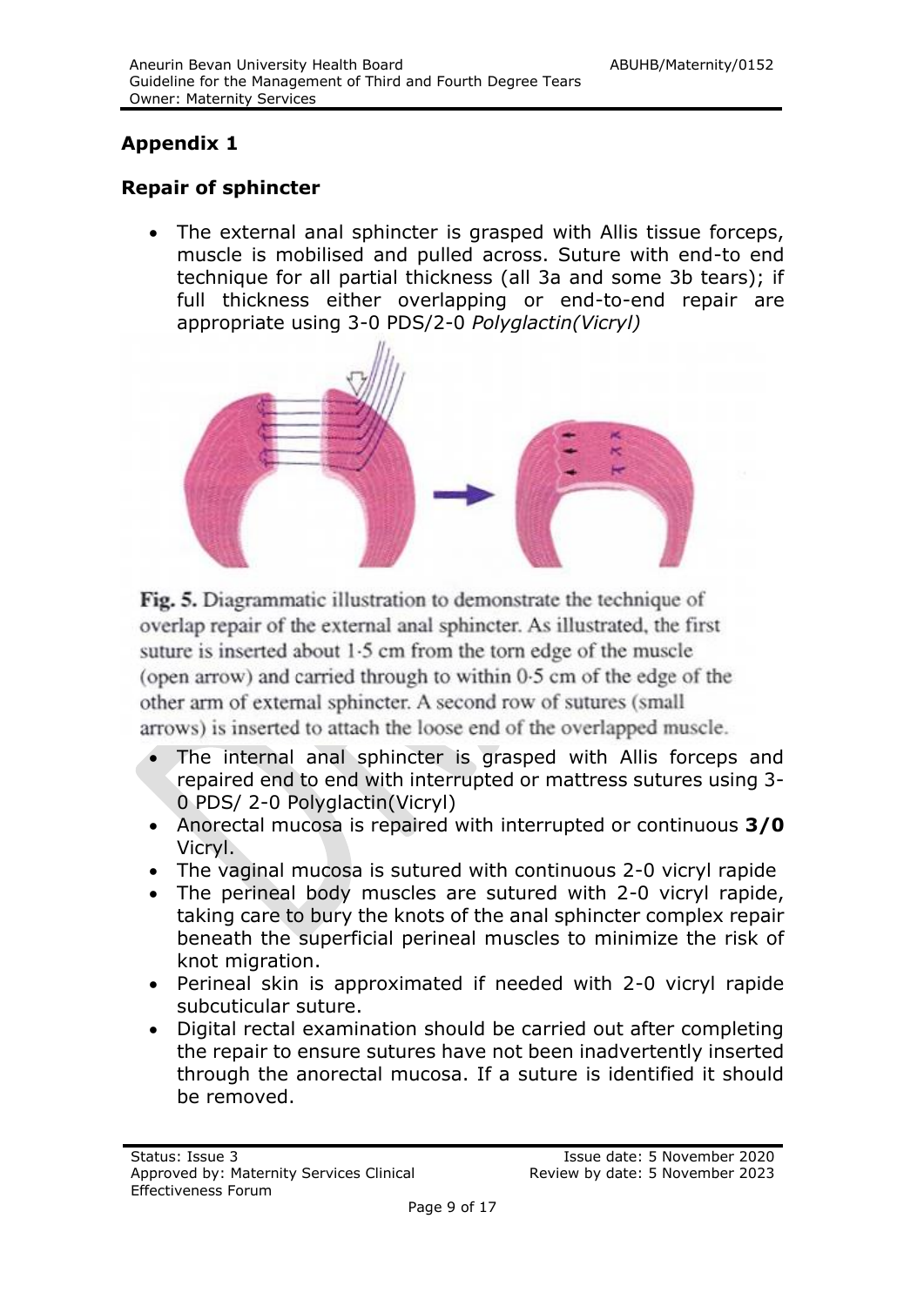## Appendix 1

### Repair of sphincter

- The external anal sphincter is grasped with Allis tissue forceps, muscle is mobilised and pulled across. Suture with end-to end technique for all partial thickness (all 3a and some 3b tears); if full thickness either overlapping or end-to-end repair are appropriate using 3-0 PDS/2-0 *Polyglactin(Vicryl)*

**Fig. 5.** Diagrammatic illustration to demonstrate the technique of overlap repair of the external anal sphincter. As illustrated, the first suture is inserted about 1·5 cm from the torn edge of the muscle (open arrow) and carried through to within 0·5 cm of the edge of the other arm of external sphincter. A second row of sutures (small arrows) is inserted to attach the loose end of the overlapped muscle.

- The internal anal sphincter is grasped with Allis forceps and repaired end to end with interrupted or mattress sutures using 3-0 PDS/ 2-0 Polyglactin(Vicryl)
- Anorectal mucosa is repaired with interrupted or continuous **3/0** Vicryl.
- The vaginal mucosa is sutured with continuous 2-0 vicryl rapide
- The perineal body muscles are sutured with 2-0 vicryl rapide, taking care to bury the knots of the anal sphincter complex repair beneath the superficial perineal muscles to minimize the risk of knot migration.
- Perineal skin is approximated if needed with 2-0 vicryl rapide subcuticular suture.
- Digital rectal examination should be carried out after completing the repair to ensure sutures have not been inadvertently inserted through the anorectal mucosa. If a suture is identified it should be removed.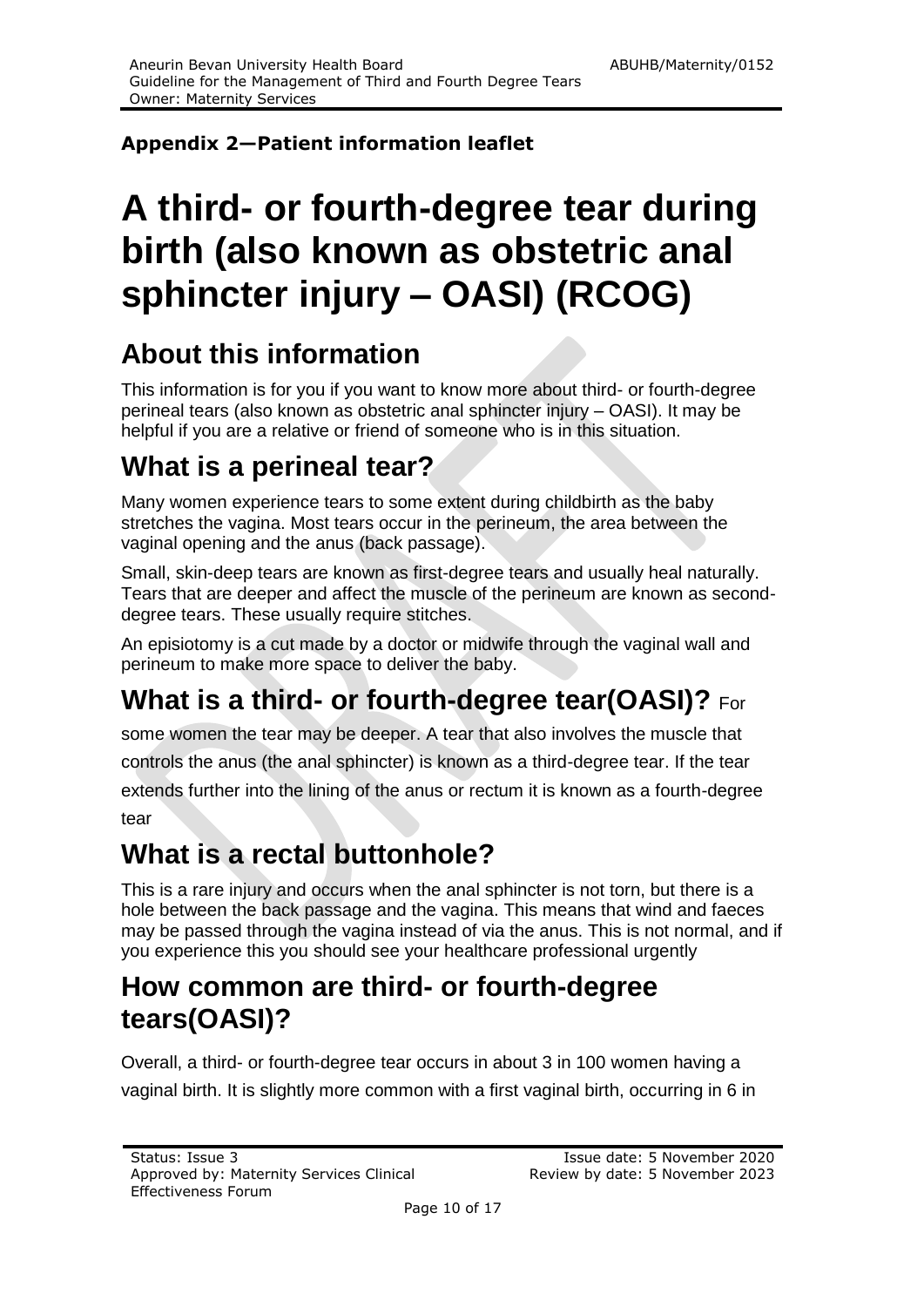**Appendix 2—Patient information leaflet**

# A third- or fourth-degree tear during birth (also known as obstetric anal sphincter injury – OASI) (RCOG)

## About this information

This information is for you if you want to know more about third- or fourth-degree perineal tears (also known as obstetric anal sphincter injury – OASI). It may be helpful if you are a relative or friend of someone who is in this situation.

## What is a perineal tear?

Many women experience tears to some extent during childbirth as the baby stretches the vagina. Most tears occur in the perineum, the area between the vaginal opening and the anus (back passage).

Small, skin-deep tears are known as first-degree tears and usually heal naturally. Tears that are deeper and affect the muscle of the perineum are known as second-degree tears. These usually require stitches.

An episiotomy is a cut made by a doctor or midwife through the vaginal wall and perineum to make more space to deliver the baby.

## What is a third- or fourth-degree tear(OASI)?

For some women the tear may be deeper. A tear that also involves the muscle that controls the anus (the anal sphincter) is known as a third-degree tear. If the tear extends further into the lining of the anus or rectum it is known as a fourth-degree tear

## What is a rectal buttonhole?

This is a rare injury and occurs when the anal sphincter is not torn, but there is a hole between the back passage and the vagina. This means that wind and faeces may be passed through the vagina instead of via the anus. This is not normal, and if you experience this you should see your healthcare professional urgently

## How common are third- or fourth-degree tears(OASI)?

Overall, a third- or fourth-degree tear occurs in about 3 in 100 women having a vaginal birth. It is slightly more common with a first vaginal birth, occurring in 6 in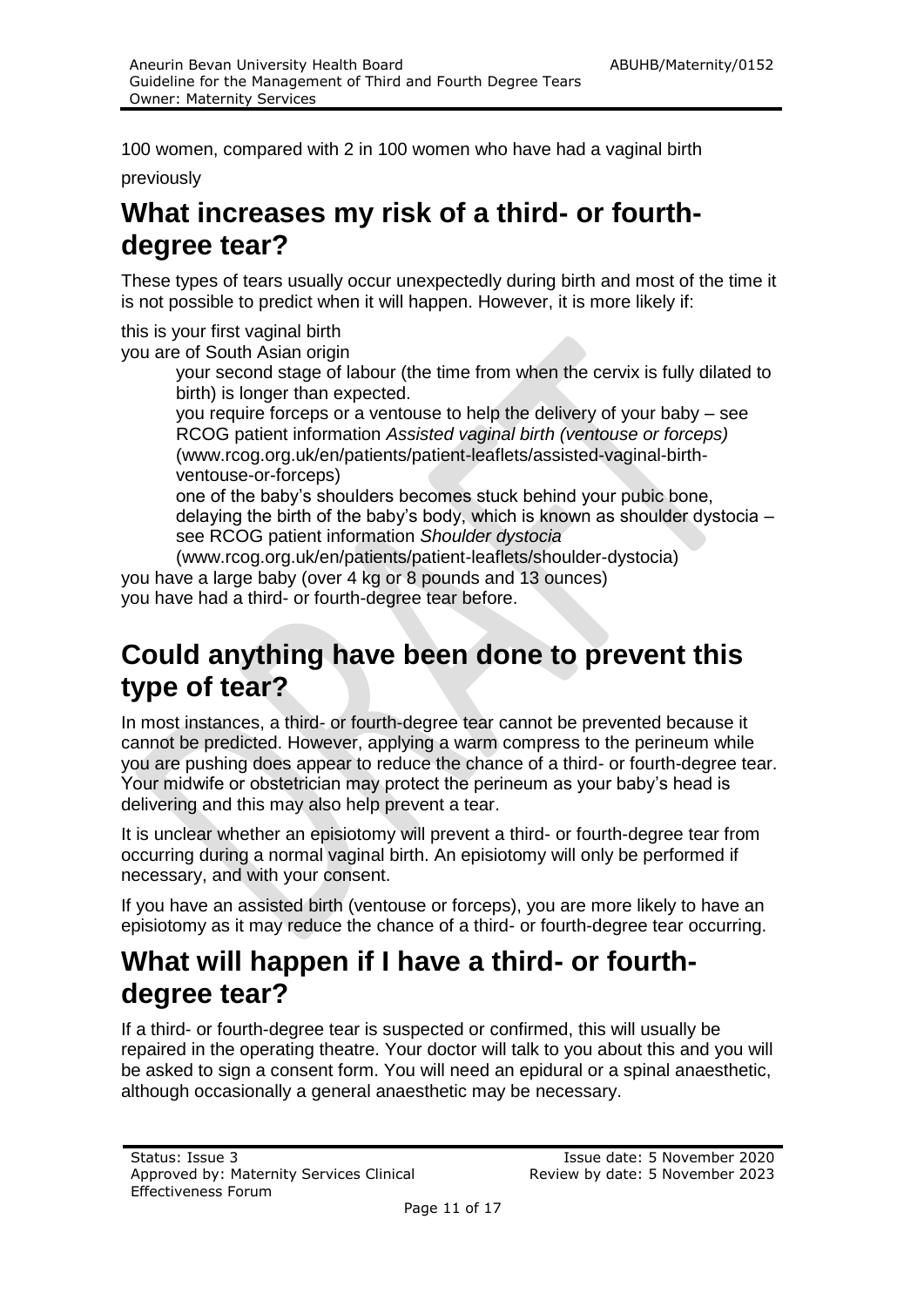100 women, compared with 2 in 100 women who have had a vaginal birth previously

## What increases my risk of a third- or fourth-degree tear?

These types of tears usually occur unexpectedly during birth and most of the time it is not possible to predict when it will happen. However, it is more likely if:

- this is your first vaginal birth
- you are of South Asian origin
- your second stage of labour (the time from when the cervix is fully dilated to birth) is longer than expected.
- you require forceps or a ventouse to help the delivery of your baby – see RCOG patient information *Assisted vaginal birth (ventouse or forceps)* (www.rcog.org.uk/en/patients/patient-leaflets/assisted-vaginal-birth-ventouse-or-forceps)
- one of the baby's shoulders becomes stuck behind your pubic bone, delaying the birth of the baby's body, which is known as shoulder dystocia – see RCOG patient information *Shoulder dystocia* (www.rcog.org.uk/en/patients/patient-leaflets/shoulder-dystocia)
- you have a large baby (over 4 kg or 8 pounds and 13 ounces)
- you have had a third- or fourth-degree tear before.

## Could anything have been done to prevent this type of tear?

In most instances, a third- or fourth-degree tear cannot be prevented because it cannot be predicted. However, applying a warm compress to the perineum while you are pushing does appear to reduce the chance of a third- or fourth-degree tear. Your midwife or obstetrician may protect the perineum as your baby's head is delivering and this may also help prevent a tear.

It is unclear whether an episiotomy will prevent a third- or fourth-degree tear from occurring during a normal vaginal birth. An episiotomy will only be performed if necessary, and with your consent.

If you have an assisted birth (ventouse or forceps), you are more likely to have an episiotomy as it may reduce the chance of a third- or fourth-degree tear occurring.

## What will happen if I have a third- or fourth-degree tear?

If a third- or fourth-degree tear is suspected or confirmed, this will usually be repaired in the operating theatre. Your doctor will talk to you about this and you will be asked to sign a consent form. You will need an epidural or a spinal anaesthetic, although occasionally a general anaesthetic may be necessary.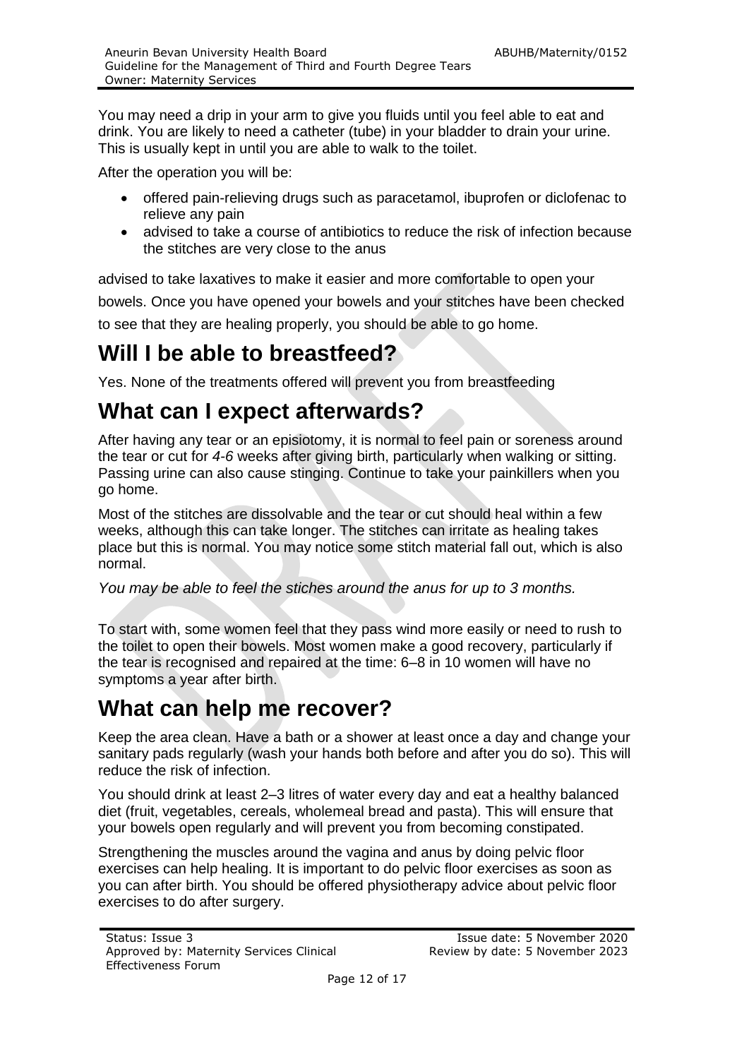You may need a drip in your arm to give you fluids until you feel able to eat and drink. You are likely to need a catheter (tube) in your bladder to drain your urine. This is usually kept in until you are able to walk to the toilet.

After the operation you will be:

- offered pain-relieving drugs such as paracetamol, ibuprofen or diclofenac to relieve any pain
- advised to take a course of antibiotics to reduce the risk of infection because the stitches are very close to the anus

advised to take laxatives to make it easier and more comfortable to open your bowels. Once you have opened your bowels and your stitches have been checked to see that they are healing properly, you should be able to go home.

# Will I be able to breastfeed?

Yes. None of the treatments offered will prevent you from breastfeeding

# What can I expect afterwards?

After having any tear or an episiotomy, it is normal to feel pain or soreness around the tear or cut for *4-6* weeks after giving birth, particularly when walking or sitting. Passing urine can also cause stinging. Continue to take your painkillers when you go home.

Most of the stitches are dissolvable and the tear or cut should heal within a few weeks, although this can take longer. The stitches can irritate as healing takes place but this is normal. You may notice some stitch material fall out, which is also normal.

*You may be able to feel the stiches around the anus for up to 3 months.*

To start with, some women feel that they pass wind more easily or need to rush to the toilet to open their bowels. Most women make a good recovery, particularly if the tear is recognised and repaired at the time: 6–8 in 10 women will have no symptoms a year after birth.

# What can help me recover?

Keep the area clean. Have a bath or a shower at least once a day and change your sanitary pads regularly (wash your hands both before and after you do so). This will reduce the risk of infection.

You should drink at least 2–3 litres of water every day and eat a healthy balanced diet (fruit, vegetables, cereals, wholemeal bread and pasta). This will ensure that your bowels open regularly and will prevent you from becoming constipated.

Strengthening the muscles around the vagina and anus by doing pelvic floor exercises can help healing. It is important to do pelvic floor exercises as soon as you can after birth. You should be offered physiotherapy advice about pelvic floor exercises to do after surgery.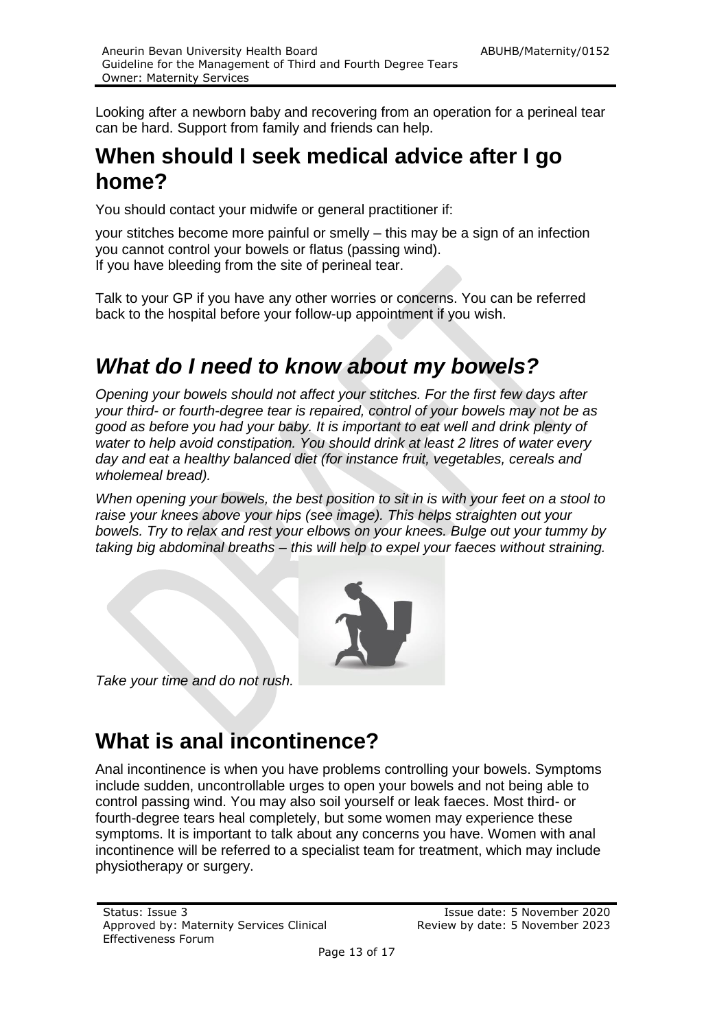Looking after a newborn baby and recovering from an operation for a perineal tear can be hard. Support from family and friends can help.

## When should I seek medical advice after I go home?

You should contact your midwife or general practitioner if:

your stitches become more painful or smelly – this may be a sign of an infection
you cannot control your bowels or flatus (passing wind).
If you have bleeding from the site of perineal tear.

Talk to your GP if you have any other worries or concerns. You can be referred back to the hospital before your follow-up appointment if you wish.

## *What do I need to know about my bowels?*

*Opening your bowels should not affect your stitches. For the first few days after your third- or fourth-degree tear is repaired, control of your bowels may not be as good as before you had your baby. It is important to eat well and drink plenty of water to help avoid constipation. You should drink at least 2 litres of water every day and eat a healthy balanced diet (for instance fruit, vegetables, cereals and wholemeal bread).*

*When opening your bowels, the best position to sit in is with your feet on a stool to raise your knees above your hips (see image). This helps straighten out your bowels. Try to relax and rest your elbows on your knees. Bulge out your tummy by taking big abdominal breaths – this will help to expel your faeces without straining.*

*Take your time and do not rush.*

## What is anal incontinence?

Anal incontinence is when you have problems controlling your bowels. Symptoms include sudden, uncontrollable urges to open your bowels and not being able to control passing wind. You may also soil yourself or leak faeces. Most third- or fourth-degree tears heal completely, but some women may experience these symptoms. It is important to talk about any concerns you have. Women with anal incontinence will be referred to a specialist team for treatment, which may include physiotherapy or surgery.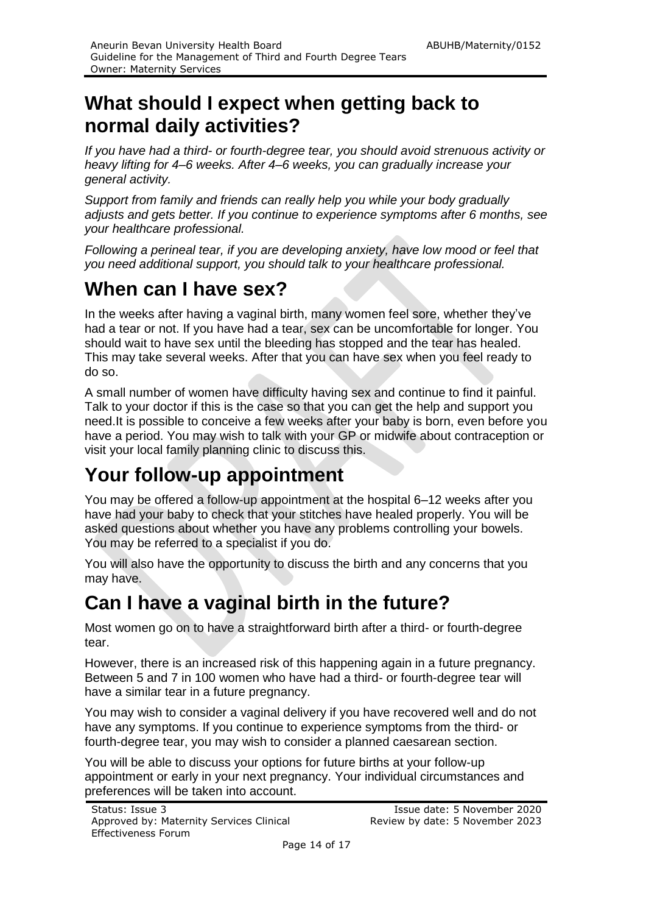## What should I expect when getting back to normal daily activities?

*If you have had a third- or fourth-degree tear, you should avoid strenuous activity or heavy lifting for 4–6 weeks. After 4–6 weeks, you can gradually increase your general activity.*

*Support from family and friends can really help you while your body gradually adjusts and gets better. If you continue to experience symptoms after 6 months, see your healthcare professional.*

*Following a perineal tear, if you are developing anxiety, have low mood or feel that you need additional support, you should talk to your healthcare professional.*

## When can I have sex?

In the weeks after having a vaginal birth, many women feel sore, whether they've had a tear or not. If you have had a tear, sex can be uncomfortable for longer. You should wait to have sex until the bleeding has stopped and the tear has healed. This may take several weeks. After that you can have sex when you feel ready to do so.

A small number of women have difficulty having sex and continue to find it painful. Talk to your doctor if this is the case so that you can get the help and support you need.It is possible to conceive a few weeks after your baby is born, even before you have a period. You may wish to talk with your GP or midwife about contraception or visit your local family planning clinic to discuss this.

## Your follow-up appointment

You may be offered a follow-up appointment at the hospital 6–12 weeks after you have had your baby to check that your stitches have healed properly. You will be asked questions about whether you have any problems controlling your bowels. You may be referred to a specialist if you do.

You will also have the opportunity to discuss the birth and any concerns that you may have.

## Can I have a vaginal birth in the future?

Most women go on to have a straightforward birth after a third- or fourth-degree tear.

However, there is an increased risk of this happening again in a future pregnancy. Between 5 and 7 in 100 women who have had a third- or fourth-degree tear will have a similar tear in a future pregnancy.

You may wish to consider a vaginal delivery if you have recovered well and do not have any symptoms. If you continue to experience symptoms from the third- or fourth-degree tear, you may wish to consider a planned caesarean section.

You will be able to discuss your options for future births at your follow-up appointment or early in your next pregnancy. Your individual circumstances and preferences will be taken into account.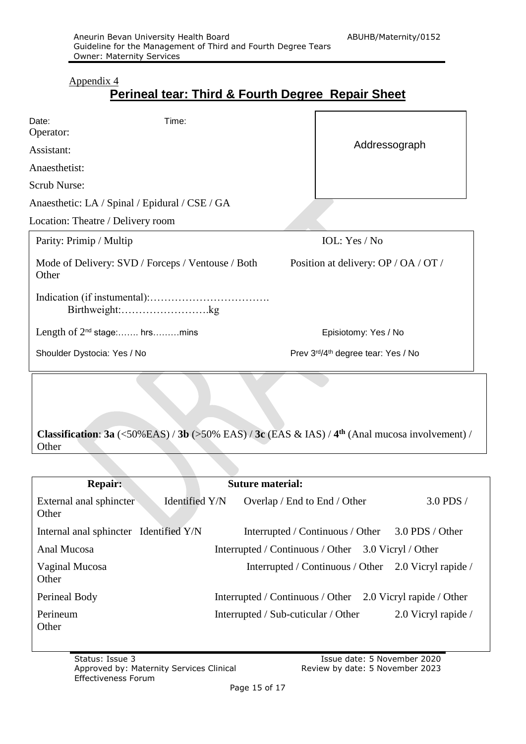Appendix 4

# Perineal tear: Third & Fourth Degree Repair Sheet

Date: Time:

Operator:

Assistant:

Anaesthetist:

Scrub Nurse:

Anaesthetic: LA / Spinal / Epidural / CSE / GA

Location: Theatre / Delivery room

Addressograph

| | |
|---|---|
| Parity: Primip / Multip | IOL: Yes / No |
| Mode of Delivery: SVD / Forceps / Ventouse / Both Other | Position at delivery: OP / OA / OT / |
| Indication (if instumental):……………………………. Birthweight:…………………….kg | |
| Length of 2nd stage:……. hrs………mins | Episiotomy: Yes / No |
| Shoulder Dystocia: Yes / No | Prev 3rd/4th degree tear: Yes / No |

**Classification**: **3a** (<50%EAS) / **3b** (>50% EAS) / **3c** (EAS & IAS) / **4th** (Anal mucosa involvement) / Other

| **Repair:** | | **Suture material:** | |
|---|---|---|---|
| External anal sphincter | Identified Y/N | Overlap / End to End / Other | 3.0 PDS / Other |
| Internal anal sphincter | Identified Y/N | Interrupted / Continuous / Other | 3.0 PDS / Other |
| Anal Mucosa | | Interrupted / Continuous / Other | 3.0 Vicryl / Other |
| Vaginal Mucosa | | Interrupted / Continuous / Other | 2.0 Vicryl rapide / Other |
| Perineal Body | | Interrupted / Continuous / Other | 2.0 Vicryl rapide / Other |
| Perineum | | Interrupted / Sub-cuticular / Other | 2.0 Vicryl rapide / Other |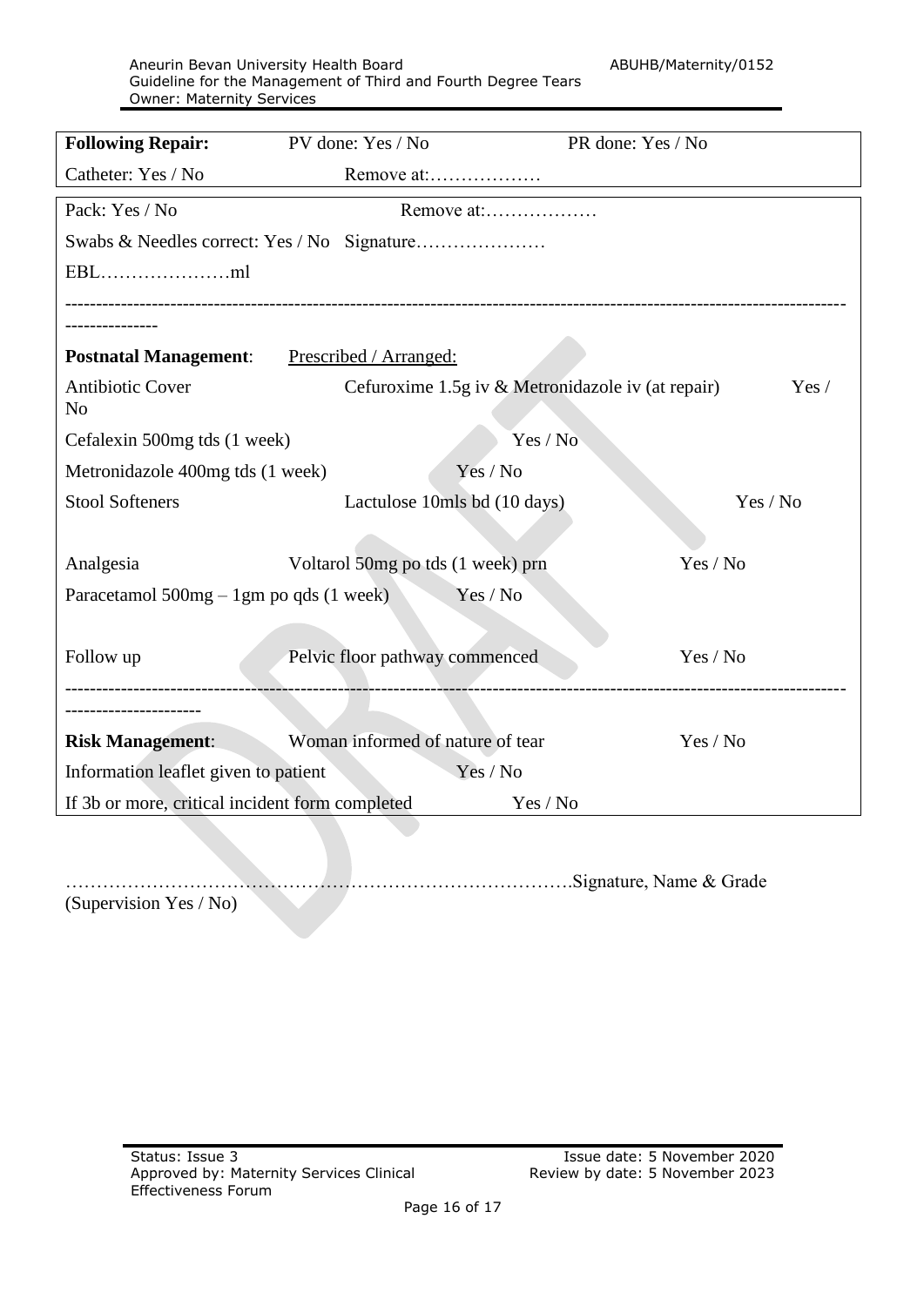**Following Repair:** PV done: Yes / No PR done: Yes / No

Catheter: Yes / No Remove at:………………

Pack: Yes / No Remove at:………………

Swabs & Needles correct: Yes / No Signature…………………

EBL…………………ml

---

**Postnatal Management**: Prescribed / Arranged:

| | | |
|---|---|---|
| Antibiotic Cover | Cefuroxime 1.5g iv & Metronidazole iv (at repair) | Yes / No |
| Cefalexin 500mg tds (1 week) | Yes / No | |
| Metronidazole 400mg tds (1 week) | Yes / No | |
| Stool Softeners | Lactulose 10mls bd (10 days) | Yes / No |
| Analgesia | Voltarol 50mg po tds (1 week) prn | Yes / No |
| Paracetamol 500mg – 1gm po qds (1 week) | Yes / No | |
| Follow up | Pelvic floor pathway commenced | Yes / No |

---

| | | |
|---|---|---|
| **Risk Management**: | Woman informed of nature of tear | Yes / No |
| Information leaflet given to patient | Yes / No | |
| If 3b or more, critical incident form completed | Yes / No | |

…………………………………………………………………….Signature, Name & Grade

(Supervision Yes / No)

Status: Issue 3
Approved by: Maternity Services Clinical Effectiveness Forum
Issue date: 5 November 2020
Review by date: 5 November 2023